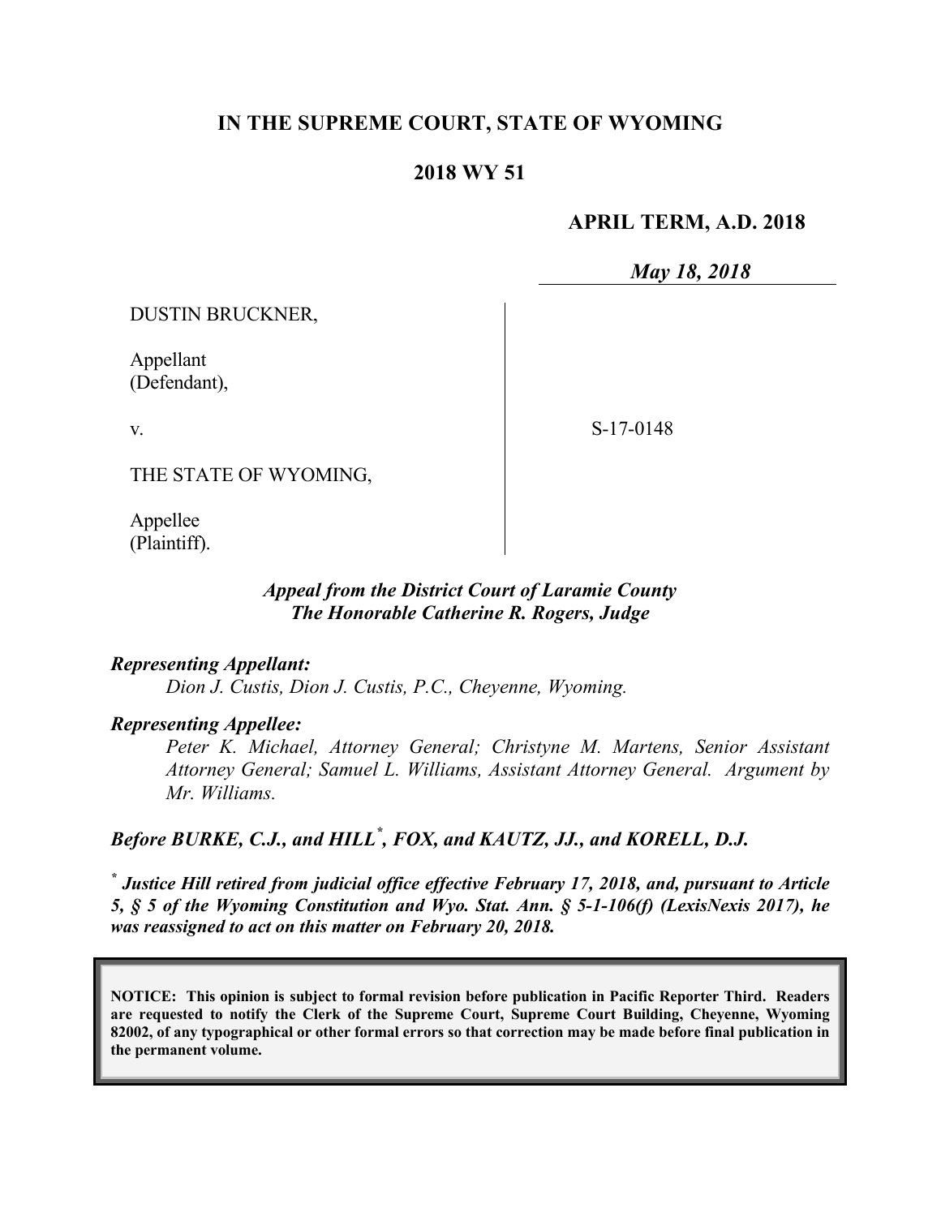# IN THE SUPREME COURT, STATE OF WYOMING

## 2018 WY 51

**APRIL TERM, A.D. 2018**

*May 18, 2018*

DUSTIN BRUCKNER,

Appellant
(Defendant),

v.

THE STATE OF WYOMING,

Appellee
(Plaintiff).

S-17-0148

***Appeal from the District Court of Laramie County***
***The Honorable Catherine R. Rogers, Judge***

***Representing Appellant:***
*Dion J. Custis, Dion J. Custis, P.C., Cheyenne, Wyoming.*

***Representing Appellee:***
*Peter K. Michael, Attorney General; Christyne M. Martens, Senior Assistant Attorney General; Samuel L. Williams, Assistant Attorney General. Argument by Mr. Williams.*

***Before BURKE, C.J., and HILL*, FOX, and KAUTZ, JJ., and KORELL, D.J.***

*** Justice Hill retired from judicial office effective February 17, 2018, and, pursuant to Article 5, § 5 of the Wyoming Constitution and Wyo. Stat. Ann. § 5-1-106(f) (LexisNexis 2017), he was reassigned to act on this matter on February 20, 2018.***

**NOTICE: This opinion is subject to formal revision before publication in Pacific Reporter Third. Readers are requested to notify the Clerk of the Supreme Court, Supreme Court Building, Cheyenne, Wyoming 82002, of any typographical or other formal errors so that correction may be made before final publication in the permanent volume.**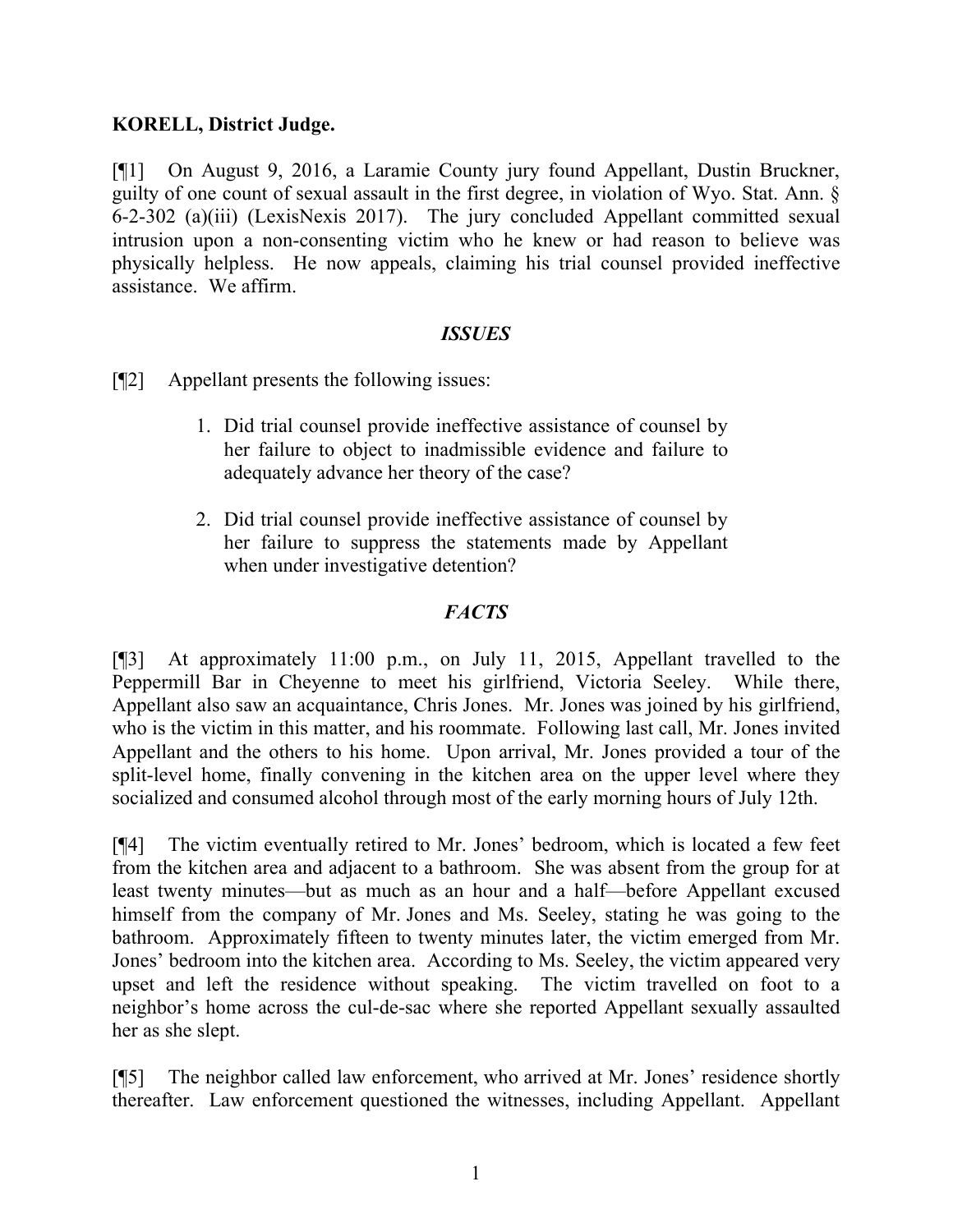**KORELL, District Judge.**

[¶1] On August 9, 2016, a Laramie County jury found Appellant, Dustin Bruckner, guilty of one count of sexual assault in the first degree, in violation of Wyo. Stat. Ann. § 6-2-302 (a)(iii) (LexisNexis 2017). The jury concluded Appellant committed sexual intrusion upon a non-consenting victim who he knew or had reason to believe was physically helpless. He now appeals, claiming his trial counsel provided ineffective assistance. We affirm.

### *ISSUES*

[¶2] Appellant presents the following issues:

1. Did trial counsel provide ineffective assistance of counsel by her failure to object to inadmissible evidence and failure to adequately advance her theory of the case?

2. Did trial counsel provide ineffective assistance of counsel by her failure to suppress the statements made by Appellant when under investigative detention?

### *FACTS*

[¶3] At approximately 11:00 p.m., on July 11, 2015, Appellant travelled to the Peppermill Bar in Cheyenne to meet his girlfriend, Victoria Seeley. While there, Appellant also saw an acquaintance, Chris Jones. Mr. Jones was joined by his girlfriend, who is the victim in this matter, and his roommate. Following last call, Mr. Jones invited Appellant and the others to his home. Upon arrival, Mr. Jones provided a tour of the split-level home, finally convening in the kitchen area on the upper level where they socialized and consumed alcohol through most of the early morning hours of July 12th.

[¶4] The victim eventually retired to Mr. Jones' bedroom, which is located a few feet from the kitchen area and adjacent to a bathroom. She was absent from the group for at least twenty minutes—but as much as an hour and a half—before Appellant excused himself from the company of Mr. Jones and Ms. Seeley, stating he was going to the bathroom. Approximately fifteen to twenty minutes later, the victim emerged from Mr. Jones' bedroom into the kitchen area. According to Ms. Seeley, the victim appeared very upset and left the residence without speaking. The victim travelled on foot to a neighbor's home across the cul-de-sac where she reported Appellant sexually assaulted her as she slept.

[¶5] The neighbor called law enforcement, who arrived at Mr. Jones' residence shortly thereafter. Law enforcement questioned the witnesses, including Appellant. Appellant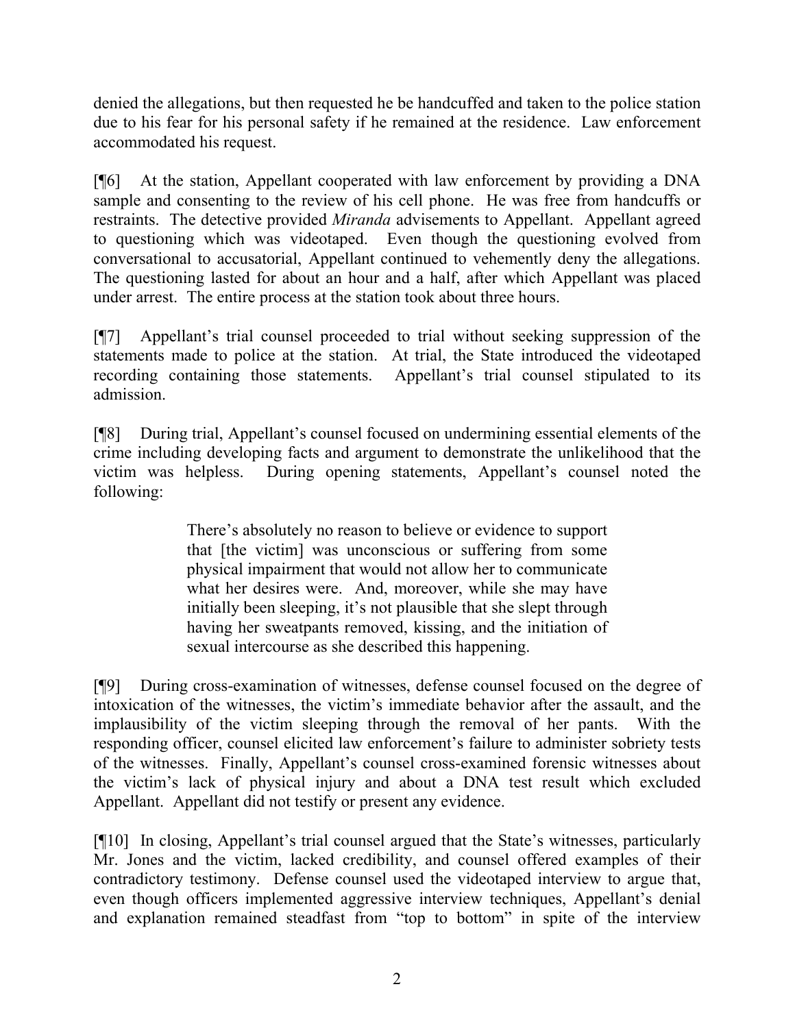denied the allegations, but then requested he be handcuffed and taken to the police station due to his fear for his personal safety if he remained at the residence. Law enforcement accommodated his request.

[¶6] At the station, Appellant cooperated with law enforcement by providing a DNA sample and consenting to the review of his cell phone. He was free from handcuffs or restraints. The detective provided *Miranda* advisements to Appellant. Appellant agreed to questioning which was videotaped. Even though the questioning evolved from conversational to accusatorial, Appellant continued to vehemently deny the allegations. The questioning lasted for about an hour and a half, after which Appellant was placed under arrest. The entire process at the station took about three hours.

[¶7] Appellant's trial counsel proceeded to trial without seeking suppression of the statements made to police at the station. At trial, the State introduced the videotaped recording containing those statements. Appellant's trial counsel stipulated to its admission.

[¶8] During trial, Appellant's counsel focused on undermining essential elements of the crime including developing facts and argument to demonstrate the unlikelihood that the victim was helpless. During opening statements, Appellant's counsel noted the following:

> There's absolutely no reason to believe or evidence to support that [the victim] was unconscious or suffering from some physical impairment that would not allow her to communicate what her desires were. And, moreover, while she may have initially been sleeping, it's not plausible that she slept through having her sweatpants removed, kissing, and the initiation of sexual intercourse as she described this happening.

[¶9] During cross-examination of witnesses, defense counsel focused on the degree of intoxication of the witnesses, the victim's immediate behavior after the assault, and the implausibility of the victim sleeping through the removal of her pants. With the responding officer, counsel elicited law enforcement's failure to administer sobriety tests of the witnesses. Finally, Appellant's counsel cross-examined forensic witnesses about the victim's lack of physical injury and about a DNA test result which excluded Appellant. Appellant did not testify or present any evidence.

[¶10] In closing, Appellant's trial counsel argued that the State's witnesses, particularly Mr. Jones and the victim, lacked credibility, and counsel offered examples of their contradictory testimony. Defense counsel used the videotaped interview to argue that, even though officers implemented aggressive interview techniques, Appellant's denial and explanation remained steadfast from "top to bottom" in spite of the interview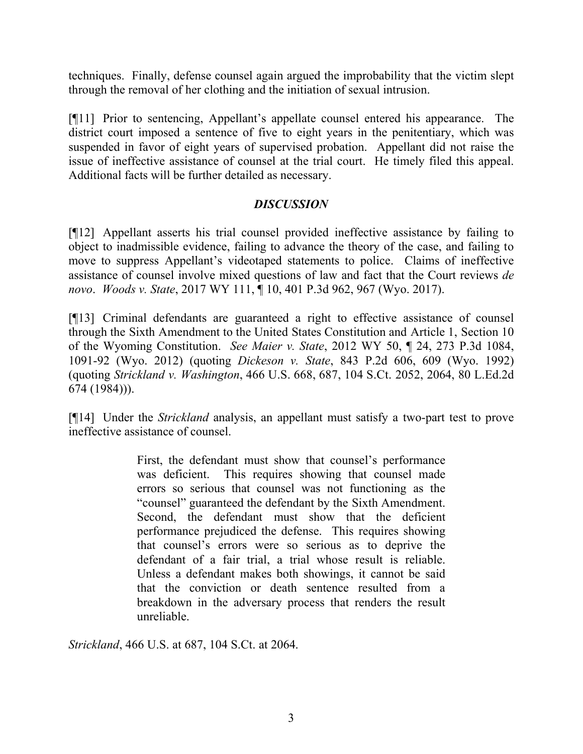techniques. Finally, defense counsel again argued the improbability that the victim slept through the removal of her clothing and the initiation of sexual intrusion.

[¶11] Prior to sentencing, Appellant's appellate counsel entered his appearance. The district court imposed a sentence of five to eight years in the penitentiary, which was suspended in favor of eight years of supervised probation. Appellant did not raise the issue of ineffective assistance of counsel at the trial court. He timely filed this appeal. Additional facts will be further detailed as necessary.

## *DISCUSSION*

[¶12] Appellant asserts his trial counsel provided ineffective assistance by failing to object to inadmissible evidence, failing to advance the theory of the case, and failing to move to suppress Appellant's videotaped statements to police. Claims of ineffective assistance of counsel involve mixed questions of law and fact that the Court reviews *de novo*. *Woods v. State*, 2017 WY 111, ¶ 10, 401 P.3d 962, 967 (Wyo. 2017).

[¶13] Criminal defendants are guaranteed a right to effective assistance of counsel through the Sixth Amendment to the United States Constitution and Article 1, Section 10 of the Wyoming Constitution. *See Maier v. State*, 2012 WY 50, ¶ 24, 273 P.3d 1084, 1091-92 (Wyo. 2012) (quoting *Dickeson v. State*, 843 P.2d 606, 609 (Wyo. 1992) (quoting *Strickland v. Washington*, 466 U.S. 668, 687, 104 S.Ct. 2052, 2064, 80 L.Ed.2d 674 (1984))).

[¶14] Under the *Strickland* analysis, an appellant must satisfy a two-part test to prove ineffective assistance of counsel.

> First, the defendant must show that counsel's performance was deficient. This requires showing that counsel made errors so serious that counsel was not functioning as the "counsel" guaranteed the defendant by the Sixth Amendment. Second, the defendant must show that the deficient performance prejudiced the defense. This requires showing that counsel's errors were so serious as to deprive the defendant of a fair trial, a trial whose result is reliable. Unless a defendant makes both showings, it cannot be said that the conviction or death sentence resulted from a breakdown in the adversary process that renders the result unreliable.

*Strickland*, 466 U.S. at 687, 104 S.Ct. at 2064.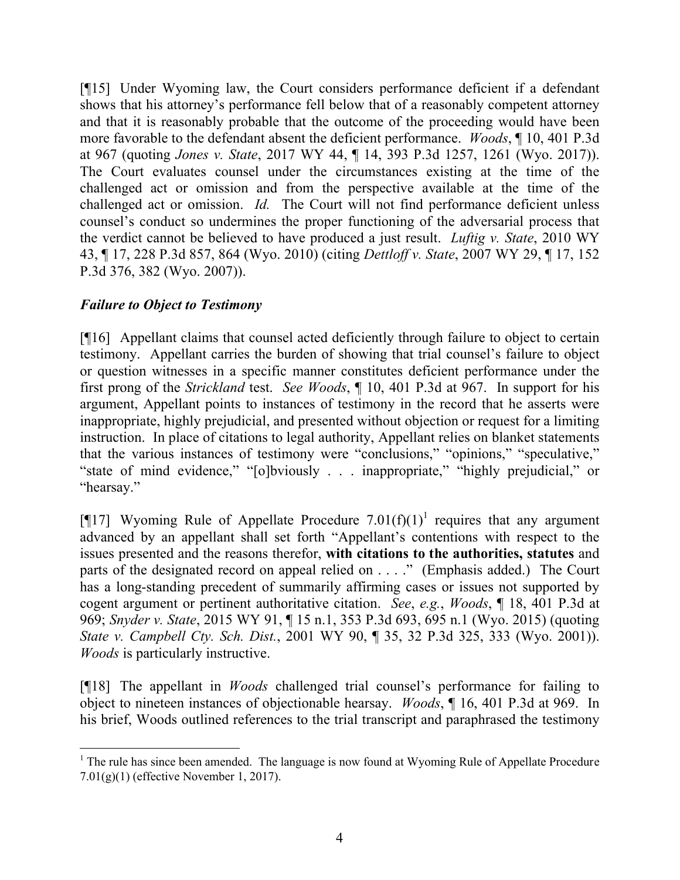[¶15] Under Wyoming law, the Court considers performance deficient if a defendant shows that his attorney's performance fell below that of a reasonably competent attorney and that it is reasonably probable that the outcome of the proceeding would have been more favorable to the defendant absent the deficient performance. *Woods*, ¶ 10, 401 P.3d at 967 (quoting *Jones v. State*, 2017 WY 44, ¶ 14, 393 P.3d 1257, 1261 (Wyo. 2017)). The Court evaluates counsel under the circumstances existing at the time of the challenged act or omission and from the perspective available at the time of the challenged act or omission. *Id.* The Court will not find performance deficient unless counsel's conduct so undermines the proper functioning of the adversarial process that the verdict cannot be believed to have produced a just result. *Luftig v. State*, 2010 WY 43, ¶ 17, 228 P.3d 857, 864 (Wyo. 2010) (citing *Dettloff v. State*, 2007 WY 29, ¶ 17, 152 P.3d 376, 382 (Wyo. 2007)).

### *Failure to Object to Testimony*

[¶16] Appellant claims that counsel acted deficiently through failure to object to certain testimony. Appellant carries the burden of showing that trial counsel's failure to object or question witnesses in a specific manner constitutes deficient performance under the first prong of the *Strickland* test. *See Woods*, ¶ 10, 401 P.3d at 967. In support for his argument, Appellant points to instances of testimony in the record that he asserts were inappropriate, highly prejudicial, and presented without objection or request for a limiting instruction. In place of citations to legal authority, Appellant relies on blanket statements that the various instances of testimony were "conclusions," "opinions," "speculative," "state of mind evidence," "[o]bviously . . . inappropriate," "highly prejudicial," or "hearsay."

[¶17] Wyoming Rule of Appellate Procedure 7.01(f)(1)[1] requires that any argument advanced by an appellant shall set forth "Appellant's contentions with respect to the issues presented and the reasons therefor, **with citations to the authorities, statutes** and parts of the designated record on appeal relied on . . . ." (Emphasis added.) The Court has a long-standing precedent of summarily affirming cases or issues not supported by cogent argument or pertinent authoritative citation. *See*, *e.g.*, *Woods*, ¶ 18, 401 P.3d at 969; *Snyder v. State*, 2015 WY 91, ¶ 15 n.1, 353 P.3d 693, 695 n.1 (Wyo. 2015) (quoting *State v. Campbell Cty. Sch. Dist.*, 2001 WY 90, ¶ 35, 32 P.3d 325, 333 (Wyo. 2001)). *Woods* is particularly instructive.

[¶18] The appellant in *Woods* challenged trial counsel's performance for failing to object to nineteen instances of objectionable hearsay. *Woods*, ¶ 16, 401 P.3d at 969. In his brief, Woods outlined references to the trial transcript and paraphrased the testimony

---

[1] The rule has since been amended. The language is now found at Wyoming Rule of Appellate Procedure 7.01(g)(1) (effective November 1, 2017).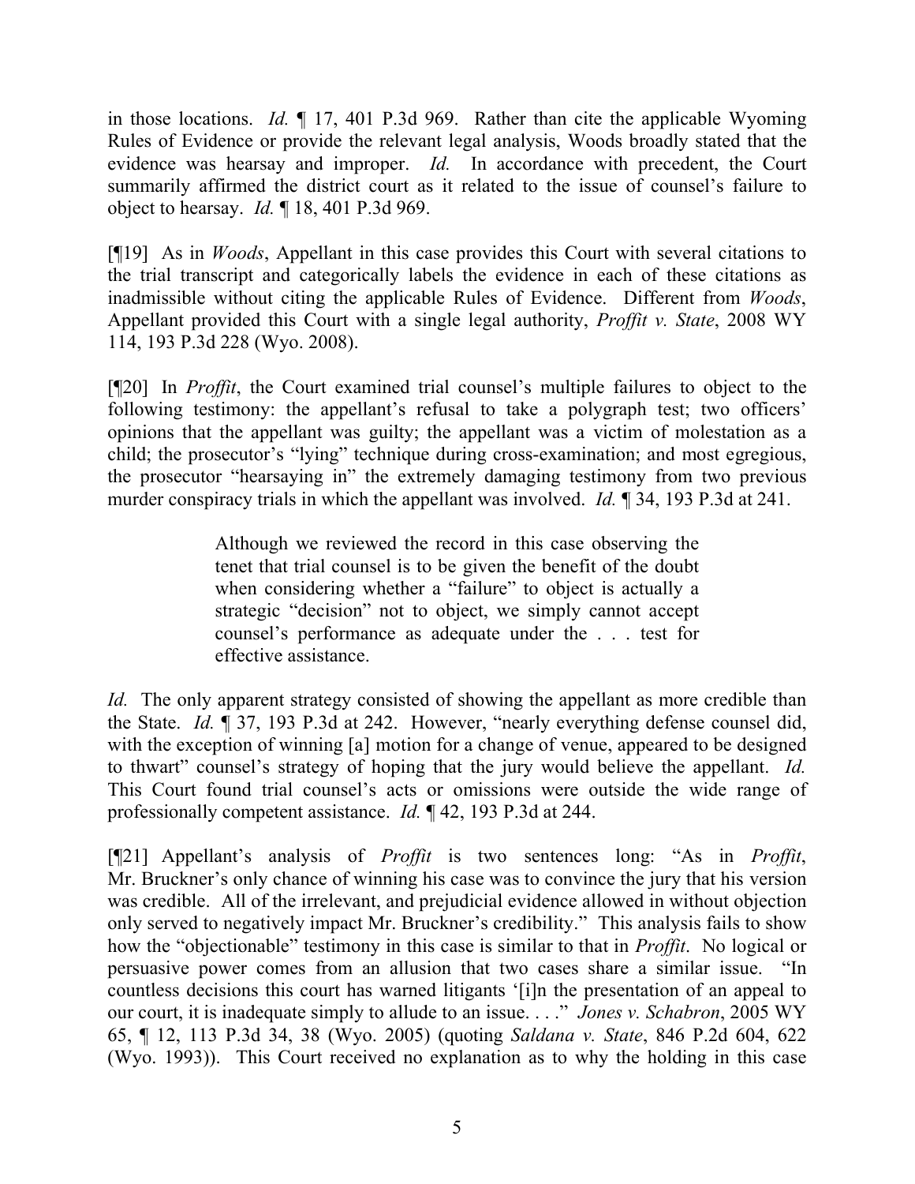in those locations. *Id.* ¶ 17, 401 P.3d 969. Rather than cite the applicable Wyoming Rules of Evidence or provide the relevant legal analysis, Woods broadly stated that the evidence was hearsay and improper. *Id.* In accordance with precedent, the Court summarily affirmed the district court as it related to the issue of counsel's failure to object to hearsay. *Id.* ¶ 18, 401 P.3d 969.

[¶19] As in *Woods*, Appellant in this case provides this Court with several citations to the trial transcript and categorically labels the evidence in each of these citations as inadmissible without citing the applicable Rules of Evidence. Different from *Woods*, Appellant provided this Court with a single legal authority, *Proffit v. State*, 2008 WY 114, 193 P.3d 228 (Wyo. 2008).

[¶20] In *Proffit*, the Court examined trial counsel's multiple failures to object to the following testimony: the appellant's refusal to take a polygraph test; two officers' opinions that the appellant was guilty; the appellant was a victim of molestation as a child; the prosecutor's "lying" technique during cross-examination; and most egregious, the prosecutor "hearsaying in" the extremely damaging testimony from two previous murder conspiracy trials in which the appellant was involved. *Id.* ¶ 34, 193 P.3d at 241.

> Although we reviewed the record in this case observing the tenet that trial counsel is to be given the benefit of the doubt when considering whether a "failure" to object is actually a strategic "decision" not to object, we simply cannot accept counsel's performance as adequate under the . . . test for effective assistance.

*Id.* The only apparent strategy consisted of showing the appellant as more credible than the State. *Id.* ¶ 37, 193 P.3d at 242. However, "nearly everything defense counsel did, with the exception of winning [a] motion for a change of venue, appeared to be designed to thwart" counsel's strategy of hoping that the jury would believe the appellant. *Id.* This Court found trial counsel's acts or omissions were outside the wide range of professionally competent assistance. *Id.* ¶ 42, 193 P.3d at 244.

[¶21] Appellant's analysis of *Proffit* is two sentences long: "As in *Proffit*, Mr. Bruckner's only chance of winning his case was to convince the jury that his version was credible. All of the irrelevant, and prejudicial evidence allowed in without objection only served to negatively impact Mr. Bruckner's credibility." This analysis fails to show how the "objectionable" testimony in this case is similar to that in *Proffit*. No logical or persuasive power comes from an allusion that two cases share a similar issue. "In countless decisions this court has warned litigants '[i]n the presentation of an appeal to our court, it is inadequate simply to allude to an issue. . . ." *Jones v. Schabron*, 2005 WY 65, ¶ 12, 113 P.3d 34, 38 (Wyo. 2005) (quoting *Saldana v. State*, 846 P.2d 604, 622 (Wyo. 1993)). This Court received no explanation as to why the holding in this case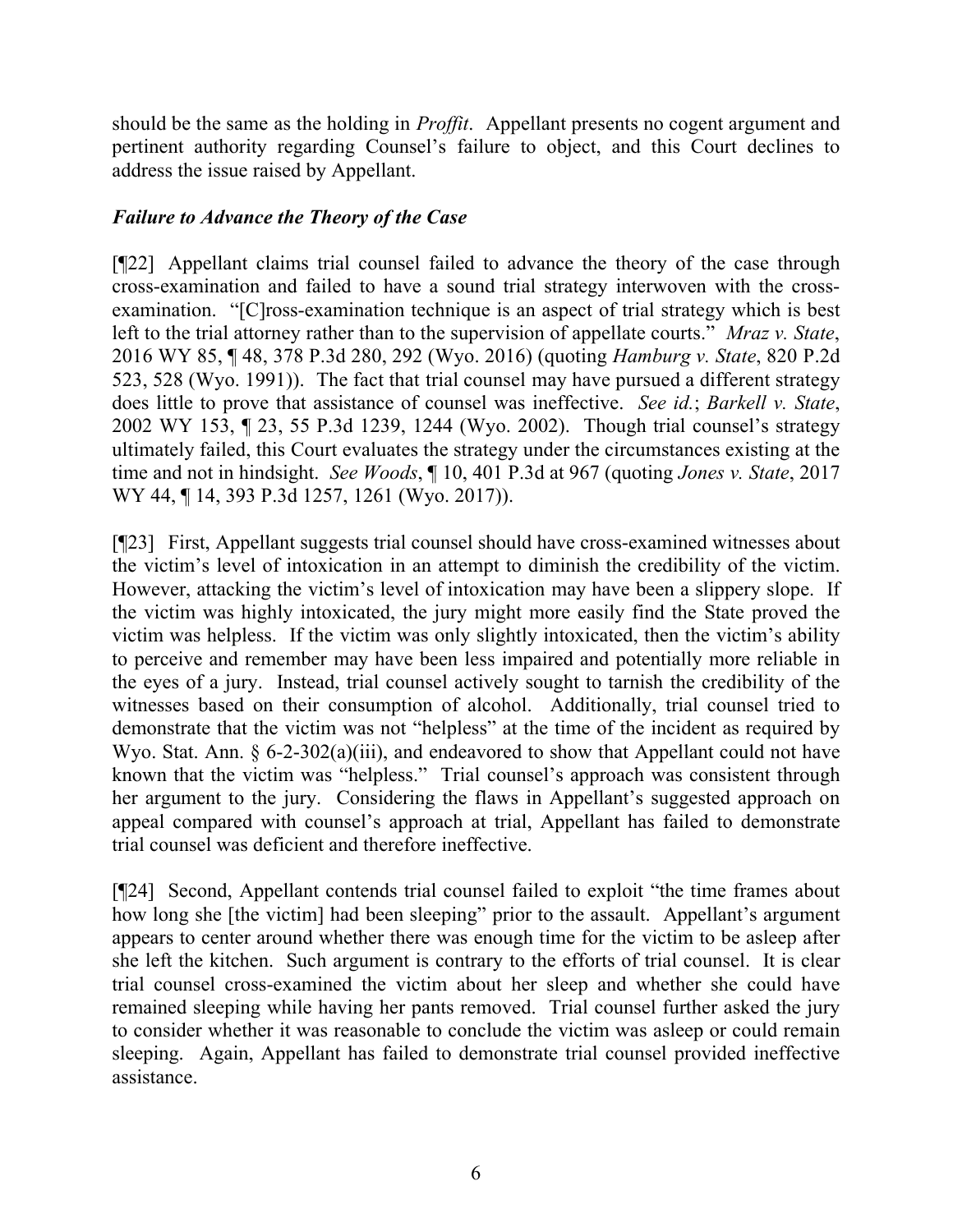should be the same as the holding in *Proffit*. Appellant presents no cogent argument and pertinent authority regarding Counsel's failure to object, and this Court declines to address the issue raised by Appellant.

### *Failure to Advance the Theory of the Case*

[¶22] Appellant claims trial counsel failed to advance the theory of the case through cross-examination and failed to have a sound trial strategy interwoven with the cross-examination. "[C]ross-examination technique is an aspect of trial strategy which is best left to the trial attorney rather than to the supervision of appellate courts." *Mraz v. State*, 2016 WY 85, ¶ 48, 378 P.3d 280, 292 (Wyo. 2016) (quoting *Hamburg v. State*, 820 P.2d 523, 528 (Wyo. 1991)). The fact that trial counsel may have pursued a different strategy does little to prove that assistance of counsel was ineffective. *See id.*; *Barkell v. State*, 2002 WY 153, ¶ 23, 55 P.3d 1239, 1244 (Wyo. 2002). Though trial counsel's strategy ultimately failed, this Court evaluates the strategy under the circumstances existing at the time and not in hindsight. *See Woods*, ¶ 10, 401 P.3d at 967 (quoting *Jones v. State*, 2017 WY 44, ¶ 14, 393 P.3d 1257, 1261 (Wyo. 2017)).

[¶23] First, Appellant suggests trial counsel should have cross-examined witnesses about the victim's level of intoxication in an attempt to diminish the credibility of the victim. However, attacking the victim's level of intoxication may have been a slippery slope. If the victim was highly intoxicated, the jury might more easily find the State proved the victim was helpless. If the victim was only slightly intoxicated, then the victim's ability to perceive and remember may have been less impaired and potentially more reliable in the eyes of a jury. Instead, trial counsel actively sought to tarnish the credibility of the witnesses based on their consumption of alcohol. Additionally, trial counsel tried to demonstrate that the victim was not "helpless" at the time of the incident as required by Wyo. Stat. Ann. § 6-2-302(a)(iii), and endeavored to show that Appellant could not have known that the victim was "helpless." Trial counsel's approach was consistent through her argument to the jury. Considering the flaws in Appellant's suggested approach on appeal compared with counsel's approach at trial, Appellant has failed to demonstrate trial counsel was deficient and therefore ineffective.

[¶24] Second, Appellant contends trial counsel failed to exploit "the time frames about how long she [the victim] had been sleeping" prior to the assault. Appellant's argument appears to center around whether there was enough time for the victim to be asleep after she left the kitchen. Such argument is contrary to the efforts of trial counsel. It is clear trial counsel cross-examined the victim about her sleep and whether she could have remained sleeping while having her pants removed. Trial counsel further asked the jury to consider whether it was reasonable to conclude the victim was asleep or could remain sleeping. Again, Appellant has failed to demonstrate trial counsel provided ineffective assistance.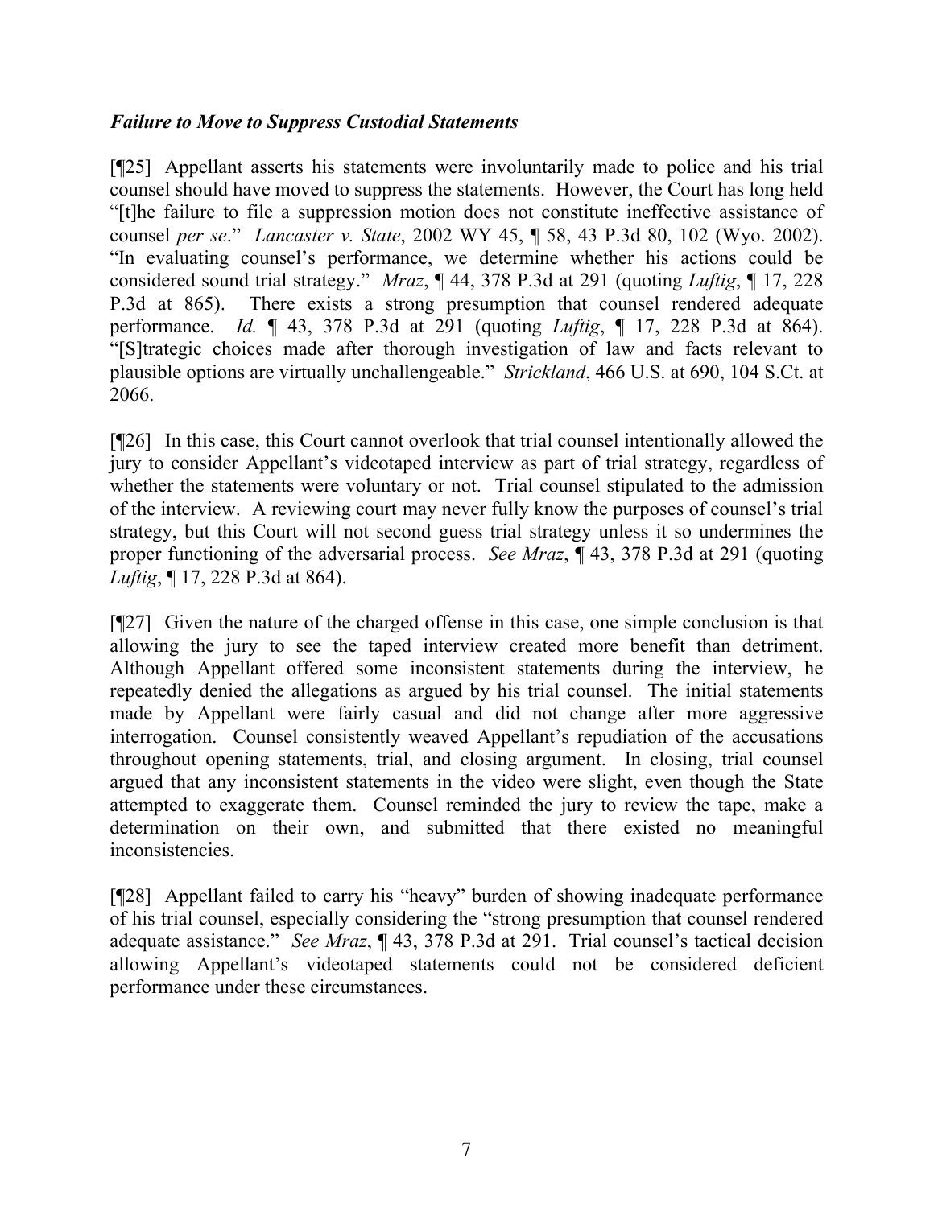### *Failure to Move to Suppress Custodial Statements*

[¶25] Appellant asserts his statements were involuntarily made to police and his trial counsel should have moved to suppress the statements. However, the Court has long held "[t]he failure to file a suppression motion does not constitute ineffective assistance of counsel *per se*." *Lancaster v. State*, 2002 WY 45, ¶ 58, 43 P.3d 80, 102 (Wyo. 2002). "In evaluating counsel's performance, we determine whether his actions could be considered sound trial strategy." *Mraz*, ¶ 44, 378 P.3d at 291 (quoting *Luftig*, ¶ 17, 228 P.3d at 865). There exists a strong presumption that counsel rendered adequate performance. *Id.* ¶ 43, 378 P.3d at 291 (quoting *Luftig*, ¶ 17, 228 P.3d at 864). "[S]trategic choices made after thorough investigation of law and facts relevant to plausible options are virtually unchallengeable." *Strickland*, 466 U.S. at 690, 104 S.Ct. at 2066.

[¶26] In this case, this Court cannot overlook that trial counsel intentionally allowed the jury to consider Appellant's videotaped interview as part of trial strategy, regardless of whether the statements were voluntary or not. Trial counsel stipulated to the admission of the interview. A reviewing court may never fully know the purposes of counsel's trial strategy, but this Court will not second guess trial strategy unless it so undermines the proper functioning of the adversarial process. *See Mraz*, ¶ 43, 378 P.3d at 291 (quoting *Luftig*, ¶ 17, 228 P.3d at 864).

[¶27] Given the nature of the charged offense in this case, one simple conclusion is that allowing the jury to see the taped interview created more benefit than detriment. Although Appellant offered some inconsistent statements during the interview, he repeatedly denied the allegations as argued by his trial counsel. The initial statements made by Appellant were fairly casual and did not change after more aggressive interrogation. Counsel consistently weaved Appellant's repudiation of the accusations throughout opening statements, trial, and closing argument. In closing, trial counsel argued that any inconsistent statements in the video were slight, even though the State attempted to exaggerate them. Counsel reminded the jury to review the tape, make a determination on their own, and submitted that there existed no meaningful inconsistencies.

[¶28] Appellant failed to carry his "heavy" burden of showing inadequate performance of his trial counsel, especially considering the "strong presumption that counsel rendered adequate assistance." *See Mraz*, ¶ 43, 378 P.3d at 291. Trial counsel's tactical decision allowing Appellant's videotaped statements could not be considered deficient performance under these circumstances.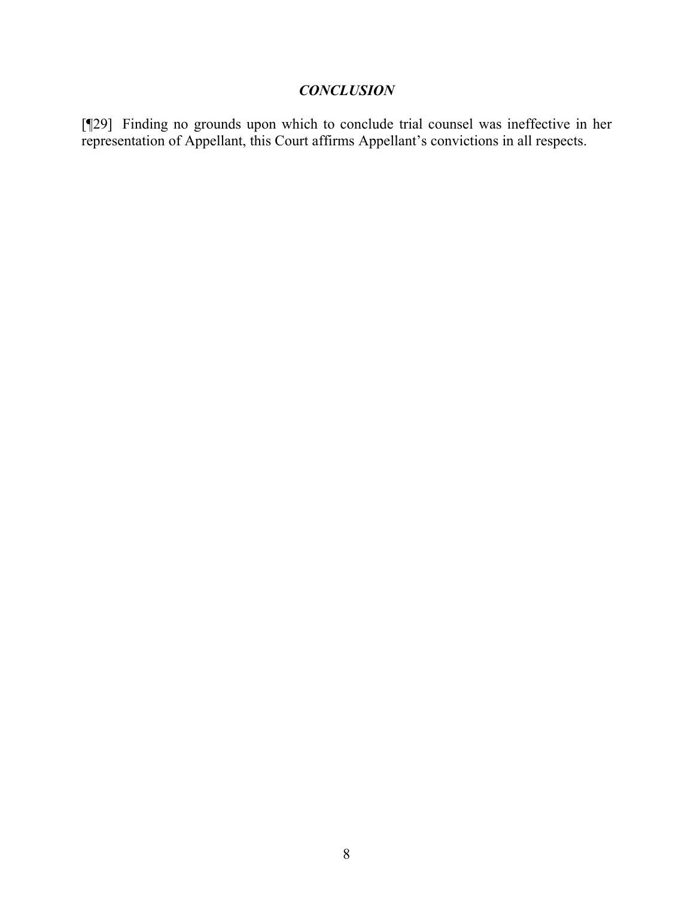## *CONCLUSION*

[¶29] Finding no grounds upon which to conclude trial counsel was ineffective in her representation of Appellant, this Court affirms Appellant's convictions in all respects.